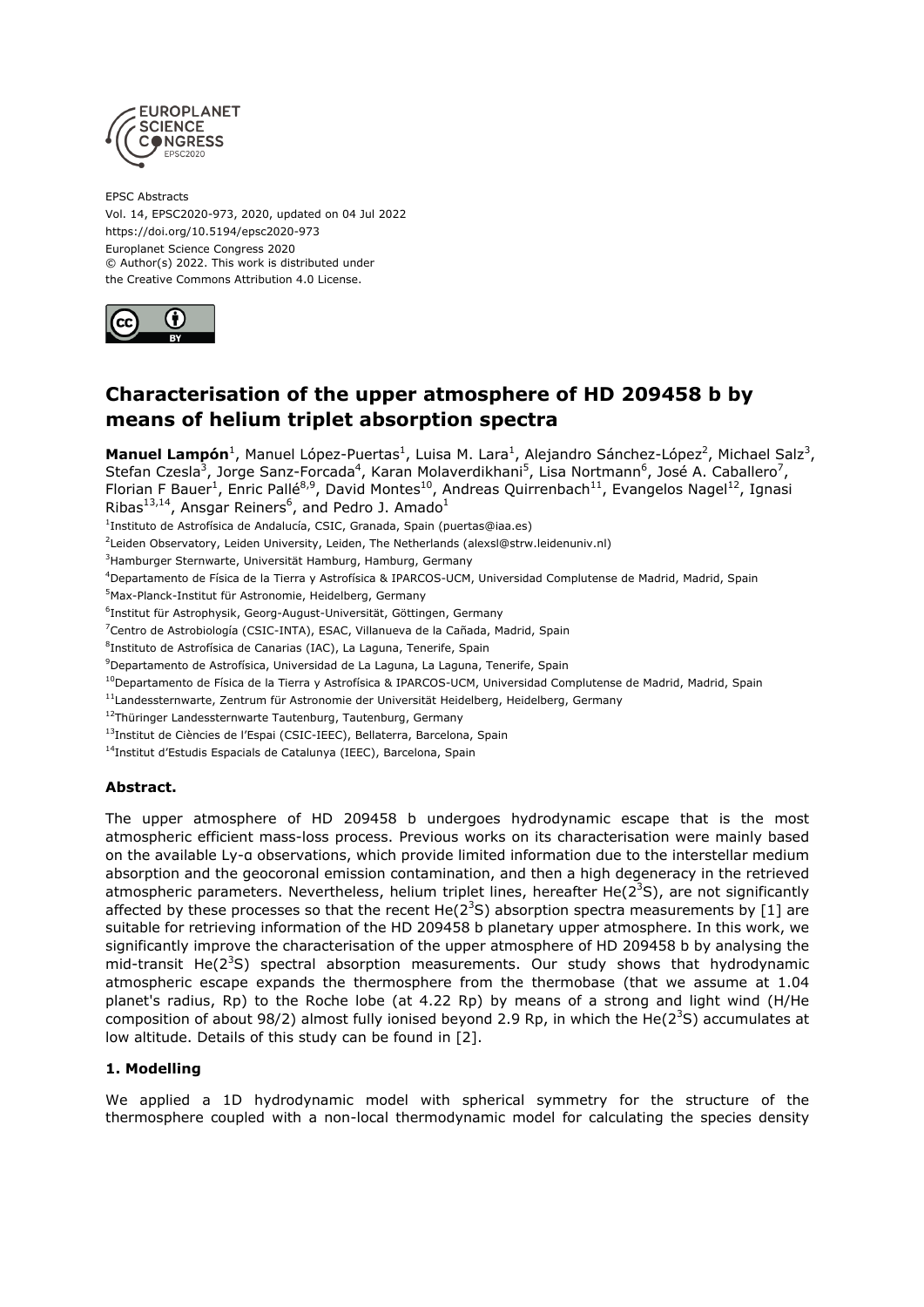EPSC Abstracts
Vol. 14, EPSC2020-973, 2020, updated on 04 Jul 2022
https://doi.org/10.5194/epsc2020-973
Europlanet Science Congress 2020
© Author(s) 2022. This work is distributed under
the Creative Commons Attribution 4.0 License.

# Characterisation of the upper atmosphere of HD 209458 b by means of helium triplet absorption spectra

**Manuel Lampón**[1], Manuel López-Puertas[1], Luisa M. Lara[1], Alejandro Sánchez-López[2], Michael Salz[3], Stefan Czesla[3], Jorge Sanz-Forcada[4], Karan Molaverdikhani[5], Lisa Nortmann[6], José A. Caballero[7], Florian F Bauer[1], Enric Pallé[8,9], David Montes[10], Andreas Quirrenbach[11], Evangelos Nagel[12], Ignasi Ribas[13,14], Ansgar Reiners[6], and Pedro J. Amado[1]

[1]Instituto de Astrofísica de Andalucía, CSIC, Granada, Spain (puertas@iaa.es)
[2]Leiden Observatory, Leiden University, Leiden, The Netherlands (alexsl@strw.leidenuniv.nl)
[3]Hamburger Sternwarte, Universität Hamburg, Hamburg, Germany
[4]Departamento de Física de la Tierra y Astrofísica & IPARCOS-UCM, Universidad Complutense de Madrid, Madrid, Spain
[5]Max-Planck-Institut für Astronomie, Heidelberg, Germany
[6]Institut für Astrophysik, Georg-August-Universität, Göttingen, Germany
[7]Centro de Astrobiología (CSIC-INTA), ESAC, Villanueva de la Cañada, Madrid, Spain
[8]Instituto de Astrofísica de Canarias (IAC), La Laguna, Tenerife, Spain
[9]Departamento de Astrofísica, Universidad de La Laguna, La Laguna, Tenerife, Spain
[10]Departamento de Física de la Tierra y Astrofísica & IPARCOS-UCM, Universidad Complutense de Madrid, Madrid, Spain
[11]Landessternwarte, Zentrum für Astronomie der Universität Heidelberg, Heidelberg, Germany
[12]Thüringer Landessternwarte Tautenburg, Tautenburg, Germany
[13]Institut de Ciències de l'Espai (CSIC-IEEC), Bellaterra, Barcelona, Spain
[14]Institut d'Estudis Espacials de Catalunya (IEEC), Barcelona, Spain

### Abstract.

The upper atmosphere of HD 209458 b undergoes hydrodynamic escape that is the most atmospheric efficient mass-loss process. Previous works on its characterisation were mainly based on the available Ly-α observations, which provide limited information due to the interstellar medium absorption and the geocoronal emission contamination, and then a high degeneracy in the retrieved atmospheric parameters. Nevertheless, helium triplet lines, hereafter He($2^3$S), are not significantly affected by these processes so that the recent He($2^3$S) absorption spectra measurements by [1] are suitable for retrieving information of the HD 209458 b planetary upper atmosphere. In this work, we significantly improve the characterisation of the upper atmosphere of HD 209458 b by analysing the mid-transit He($2^3$S) spectral absorption measurements. Our study shows that hydrodynamic atmospheric escape expands the thermosphere from the thermobase (that we assume at 1.04 planet's radius, Rp) to the Roche lobe (at 4.22 Rp) by means of a strong and light wind (H/He composition of about 98/2) almost fully ionised beyond 2.9 Rp, in which the He($2^3$S) accumulates at low altitude. Details of this study can be found in [2].

### 1. Modelling

We applied a 1D hydrodynamic model with spherical symmetry for the structure of the thermosphere coupled with a non-local thermodynamic model for calculating the species density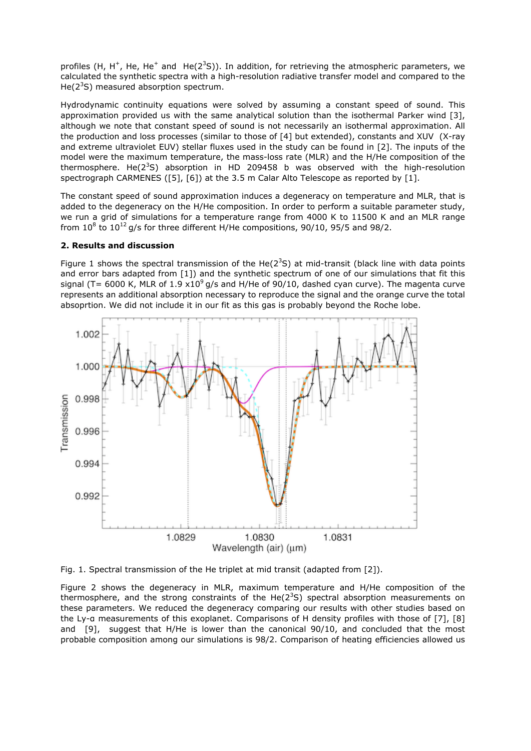profiles (H, $H^+$, He, $He^+$ and $He(2^3S)$). In addition, for retrieving the atmospheric parameters, we calculated the synthetic spectra with a high-resolution radiative transfer model and compared to the $He(2^3S)$ measured absorption spectrum.

Hydrodynamic continuity equations were solved by assuming a constant speed of sound. This approximation provided us with the same analytical solution than the isothermal Parker wind [3], although we note that constant speed of sound is not necessarily an isothermal approximation. All the production and loss processes (similar to those of [4] but extended), constants and XUV (X-ray and extreme ultraviolet EUV) stellar fluxes used in the study can be found in [2]. The inputs of the model were the maximum temperature, the mass-loss rate (MLR) and the H/He composition of the thermosphere. $He(2^3S)$ absorption in HD 209458 b was observed with the high-resolution spectrograph CARMENES ([5], [6]) at the 3.5 m Calar Alto Telescope as reported by [1].

The constant speed of sound approximation induces a degeneracy on temperature and MLR, that is added to the degeneracy on the H/He composition. In order to perform a suitable parameter study, we run a grid of simulations for a temperature range from 4000 K to 11500 K and an MLR range from $10^8$ to $10^{12}$ g/s for three different H/He compositions, 90/10, 95/5 and 98/2.

**2. Results and discussion**

Figure 1 shows the spectral transmission of the $He(2^3S)$ at mid-transit (black line with data points and error bars adapted from [1]) and the synthetic spectrum of one of our simulations that fit this signal (T= 6000 K, MLR of 1.9 $\times 10^9$ g/s and H/He of 90/10, dashed cyan curve). The magenta curve represents an additional absorption necessary to reproduce the signal and the orange curve the total absoprtion. We did not include it in our fit as this gas is probably beyond the Roche lobe.

Fig. 1. Spectral transmission of the He triplet at mid transit (adapted from [2]).

Figure 2 shows the degeneracy in MLR, maximum temperature and H/He composition of the thermosphere, and the strong constraints of the $He(2^3S)$ spectral absorption measurements on these parameters. We reduced the degeneracy comparing our results with other studies based on the Ly-α measurements of this exoplanet. Comparisons of H density profiles with those of [7], [8] and [9], suggest that H/He is lower than the canonical 90/10, and concluded that the most probable composition among our simulations is 98/2. Comparison of heating efficiencies allowed us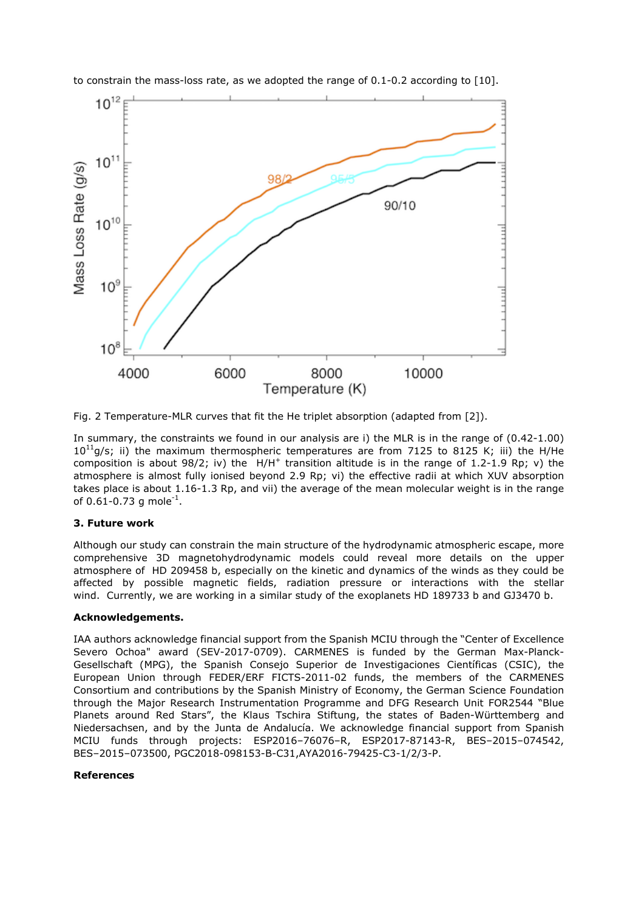to constrain the mass-loss rate, as we adopted the range of 0.1-0.2 according to [10].

Fig. 2 Temperature-MLR curves that fit the He triplet absorption (adapted from [2]).

In summary, the constraints we found in our analysis are i) the MLR is in the range of (0.42-1.00) $10^{11}$g/s; ii) the maximum thermospheric temperatures are from 7125 to 8125 K; iii) the H/He composition is about 98/2; iv) the $H/H^+$ transition altitude is in the range of 1.2-1.9 Rp; v) the atmosphere is almost fully ionised beyond 2.9 Rp; vi) the effective radii at which XUV absorption takes place is about 1.16-1.3 Rp, and vii) the average of the mean molecular weight is in the range of 0.61-0.73 g mole$^{-1}$.

**3. Future work**

Although our study can constrain the main structure of the hydrodynamic atmospheric escape, more comprehensive 3D magnetohydrodynamic models could reveal more details on the upper atmosphere of HD 209458 b, especially on the kinetic and dynamics of the winds as they could be affected by possible magnetic fields, radiation pressure or interactions with the stellar wind. Currently, we are working in a similar study of the exoplanets HD 189733 b and GJ3470 b.

**Acknowledgements.**

IAA authors acknowledge financial support from the Spanish MCIU through the "Center of Excellence Severo Ochoa" award (SEV-2017-0709). CARMENES is funded by the German Max-Planck-Gesellschaft (MPG), the Spanish Consejo Superior de Investigaciones Científicas (CSIC), the European Union through FEDER/ERF FICTS-2011-02 funds, the members of the CARMENES Consortium and contributions by the Spanish Ministry of Economy, the German Science Foundation through the Major Research Instrumentation Programme and DFG Research Unit FOR2544 "Blue Planets around Red Stars", the Klaus Tschira Stiftung, the states of Baden-Württemberg and Niedersachsen, and by the Junta de Andalucía. We acknowledge financial support from Spanish MCIU funds through projects: ESP2016–76076–R, ESP2017-87143-R, BES–2015–074542, BES–2015–073500, PGC2018-098153-B-C31,AYA2016-79425-C3-1/2/3-P.

**References**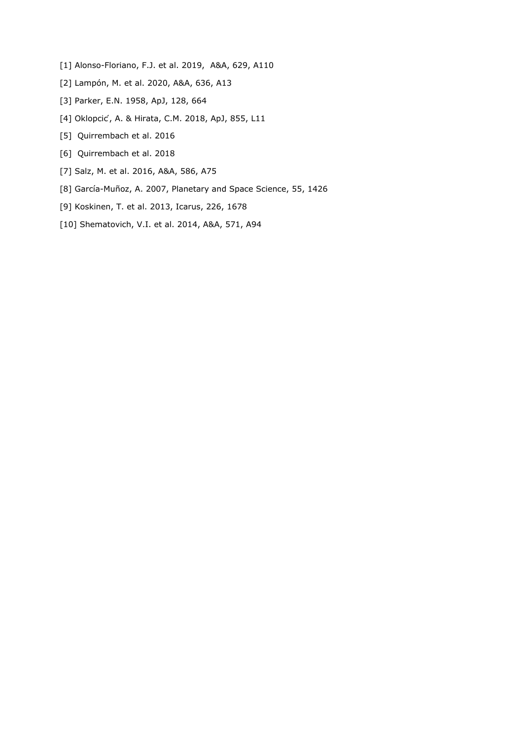[1] Alonso-Floriano, F.J. et al. 2019, A&A, 629, A110

[2] Lampón, M. et al. 2020, A&A, 636, A13

[3] Parker, E.N. 1958, ApJ, 128, 664

[4] Oklopcić, A. & Hirata, C.M. 2018, ApJ, 855, L11

[5] Quirrembach et al. 2016

[6] Quirrembach et al. 2018

[7] Salz, M. et al. 2016, A&A, 586, A75

[8] García-Muñoz, A. 2007, Planetary and Space Science, 55, 1426

[9] Koskinen, T. et al. 2013, Icarus, 226, 1678

[10] Shematovich, V.I. et al. 2014, A&A, 571, A94